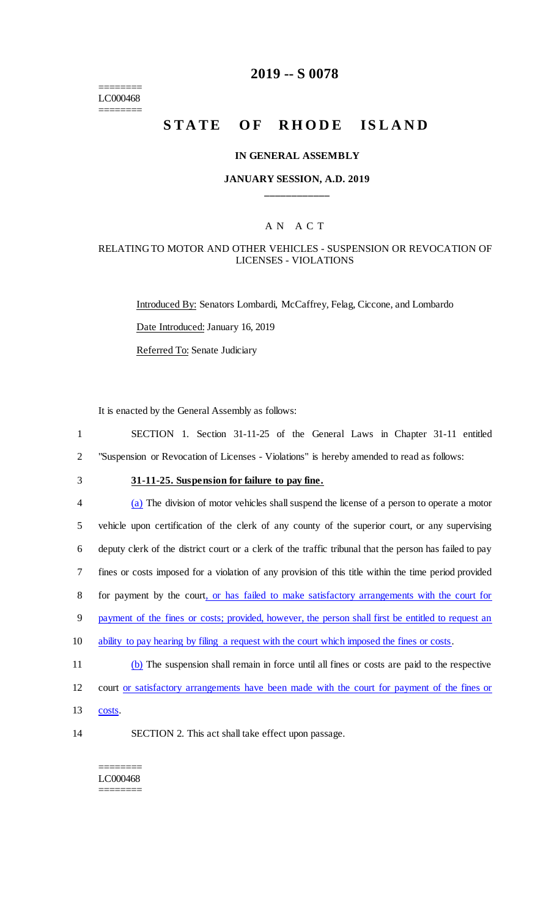========
LC000468
========

# 2019 -- S 0078

# STATE OF RHODE ISLAND

### IN GENERAL ASSEMBLY

### JANUARY SESSION, A.D. 2019

____________

### A N A C T

### RELATING TO MOTOR AND OTHER VEHICLES - SUSPENSION OR REVOCATION OF LICENSES - VIOLATIONS

Introduced By: Senators Lombardi, McCaffrey, Felag, Ciccone, and Lombardo

Date Introduced: January 16, 2019

Referred To: Senate Judiciary

It is enacted by the General Assembly as follows:

1 SECTION 1. Section 31-11-25 of the General Laws in Chapter 31-11 entitled
2 "Suspension or Revocation of Licenses - Violations" is hereby amended to read as follows:

3 **31-11-25. Suspension for failure to pay fine.**

4 (a) The division of motor vehicles shall suspend the license of a person to operate a motor
5 vehicle upon certification of the clerk of any county of the superior court, or any supervising
6 deputy clerk of the district court or a clerk of the traffic tribunal that the person has failed to pay
7 fines or costs imposed for a violation of any provision of this title within the time period provided
8 for payment by the court, or has failed to make satisfactory arrangements with the court for
9 payment of the fines or costs; provided, however, the person shall first be entitled to request an
10 ability to pay hearing by filing a request with the court which imposed the fines or costs.

11 (b) The suspension shall remain in force until all fines or costs are paid to the respective
12 court or satisfactory arrangements have been made with the court for payment of the fines or
13 costs.

14 SECTION 2. This act shall take effect upon passage.

========
LC000468
========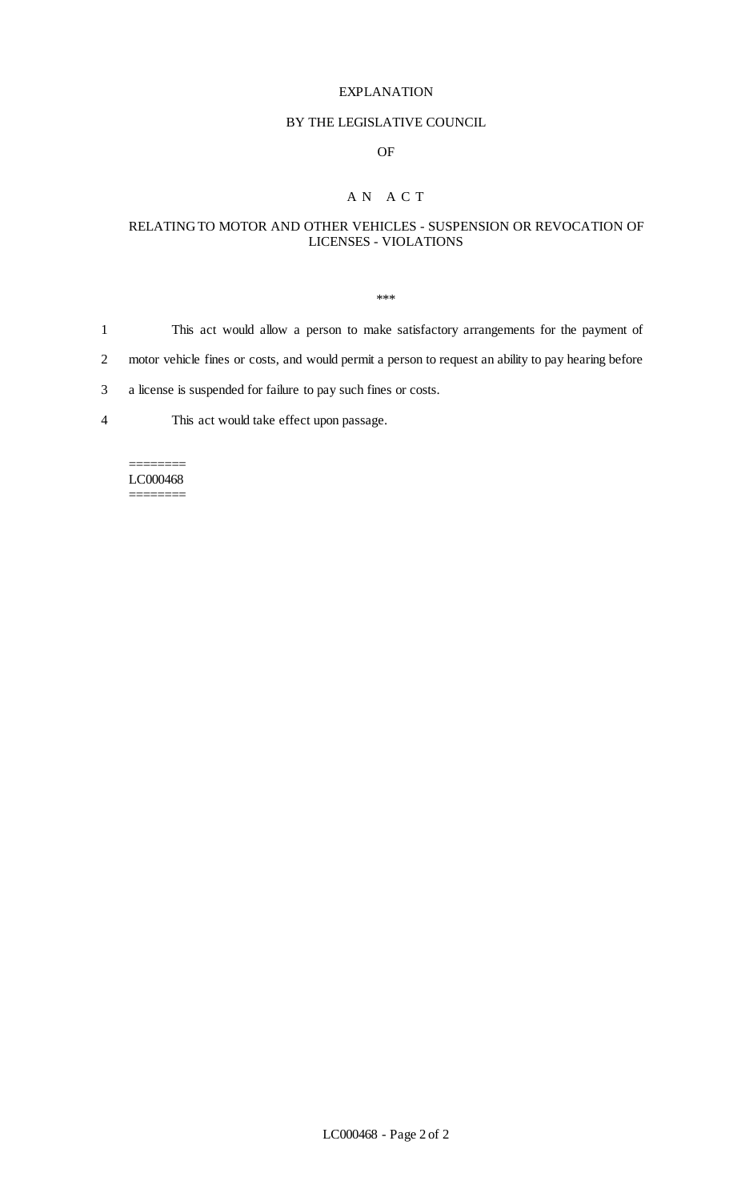EXPLANATION

BY THE LEGISLATIVE COUNCIL

OF

A N A C T

RELATING TO MOTOR AND OTHER VEHICLES - SUSPENSION OR REVOCATION OF LICENSES - VIOLATIONS

\*\*\*

1 This act would allow a person to make satisfactory arrangements for the payment of
2 motor vehicle fines or costs, and would permit a person to request an ability to pay hearing before
3 a license is suspended for failure to pay such fines or costs.
4 This act would take effect upon passage.

========
LC000468
========